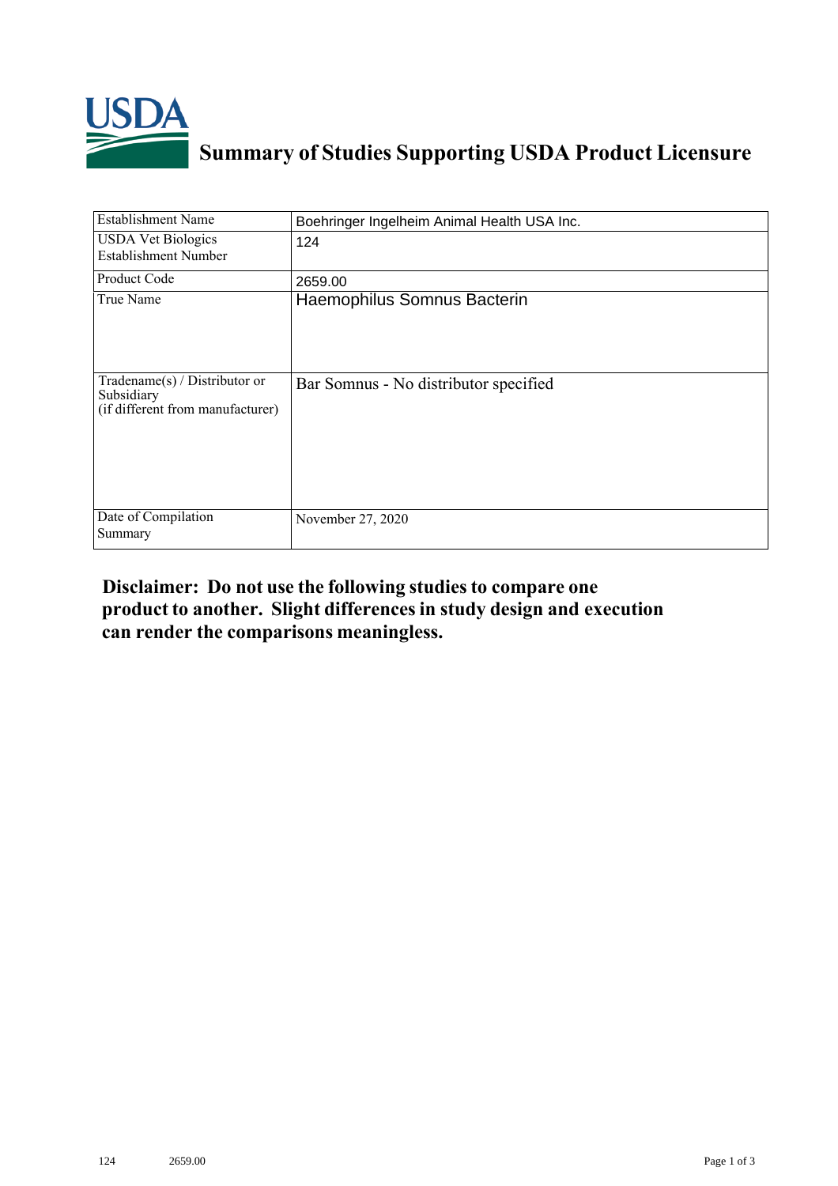# Summary of Studies Supporting USDA Product Licensure

| Establishment Name | Boehringer Ingelheim Animal Health USA Inc. |
|---|---|
| USDA Vet Biologics Establishment Number | 124 |
| Product Code | 2659.00 |
| True Name | Haemophilus Somnus Bacterin |
| Tradename(s) / Distributor or Subsidiary (if different from manufacturer) | Bar Somnus - No distributor specified |
| Date of Compilation Summary | November 27, 2020 |

**Disclaimer: Do not use the following studies to compare one product to another. Slight differences in study design and execution can render the comparisons meaningless.**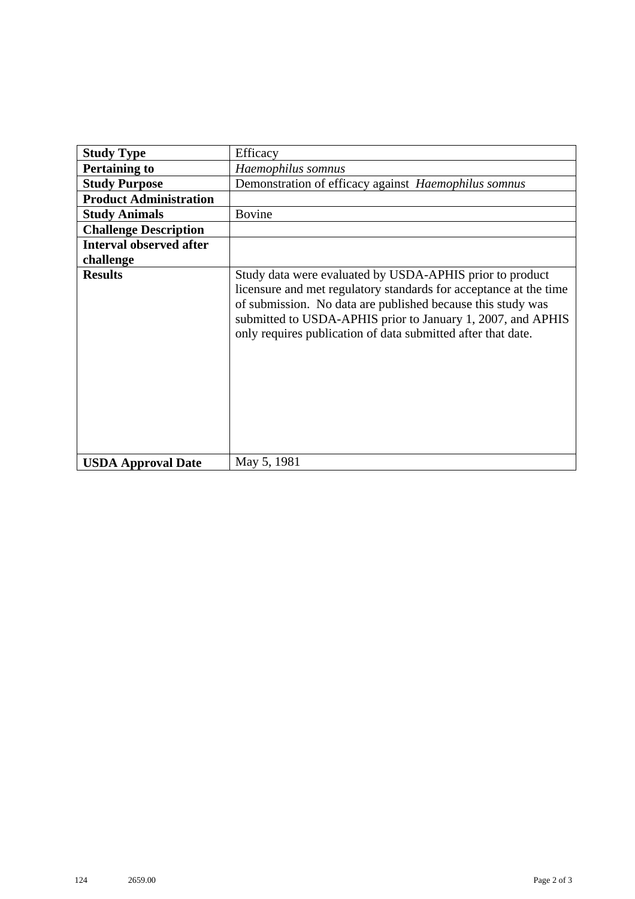| **Study Type** | Efficacy |
|---|---|
| **Pertaining to** | *Haemophilus somnus* |
| **Study Purpose** | Demonstration of efficacy against *Haemophilus somnus* |
| **Product Administration** | |
| **Study Animals** | Bovine |
| **Challenge Description** | |
| **Interval observed after challenge** | |
| **Results** | Study data were evaluated by USDA-APHIS prior to product licensure and met regulatory standards for acceptance at the time of submission. No data are published because this study was submitted to USDA-APHIS prior to January 1, 2007, and APHIS only requires publication of data submitted after that date. |
| **USDA Approval Date** | May 5, 1981 |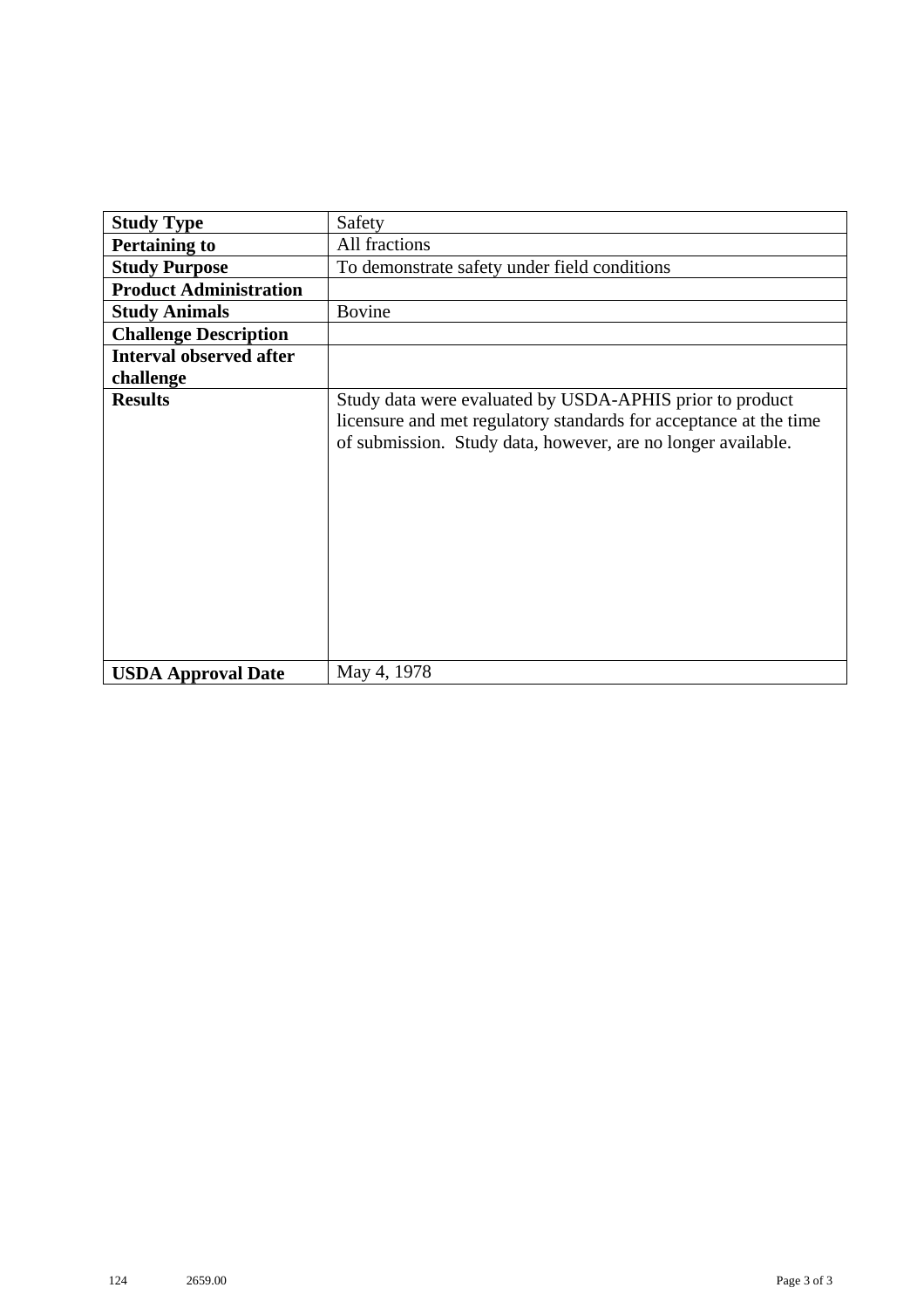| | |
|---|---|
| **Study Type** | Safety |
| **Pertaining to** | All fractions |
| **Study Purpose** | To demonstrate safety under field conditions |
| **Product Administration** | |
| **Study Animals** | Bovine |
| **Challenge Description** | |
| **Interval observed after challenge** | |
| **Results** | Study data were evaluated by USDA-APHIS prior to product licensure and met regulatory standards for acceptance at the time of submission. Study data, however, are no longer available. |
| **USDA Approval Date** | May 4, 1978 |

124 2659.00